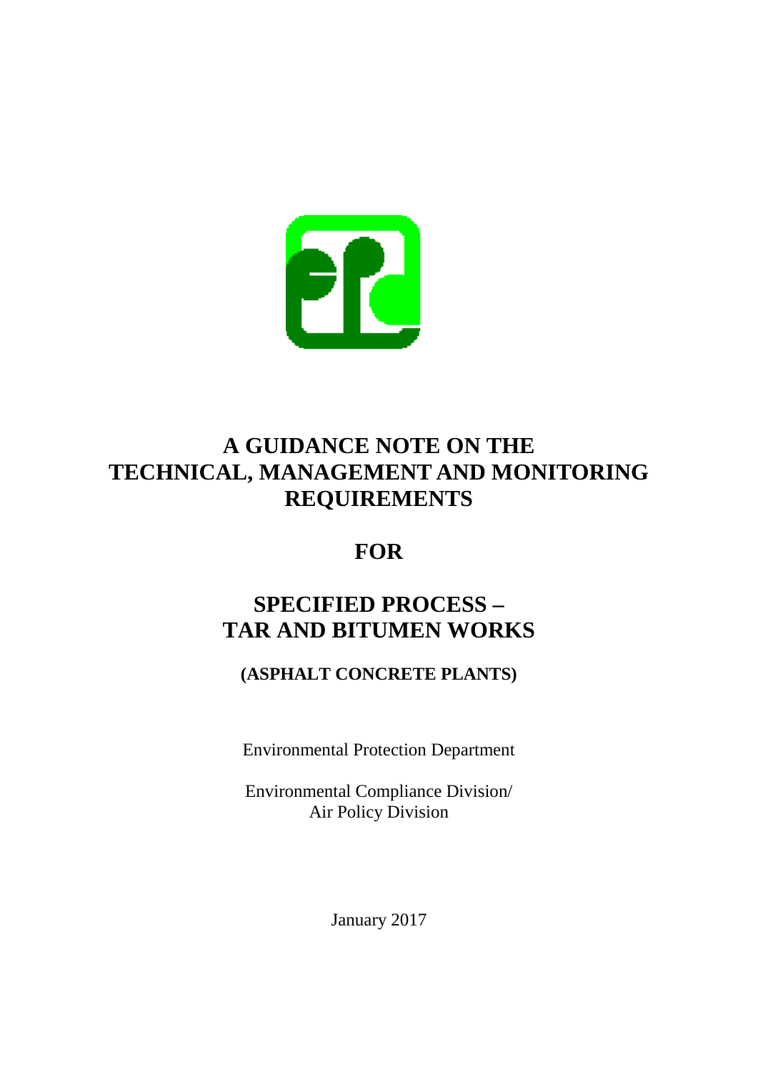# A GUIDANCE NOTE ON THE TECHNICAL, MANAGEMENT AND MONITORING REQUIREMENTS

# FOR

# SPECIFIED PROCESS – TAR AND BITUMEN WORKS

## (ASPHALT CONCRETE PLANTS)

Environmental Protection Department

Environmental Compliance Division/
Air Policy Division

January 2017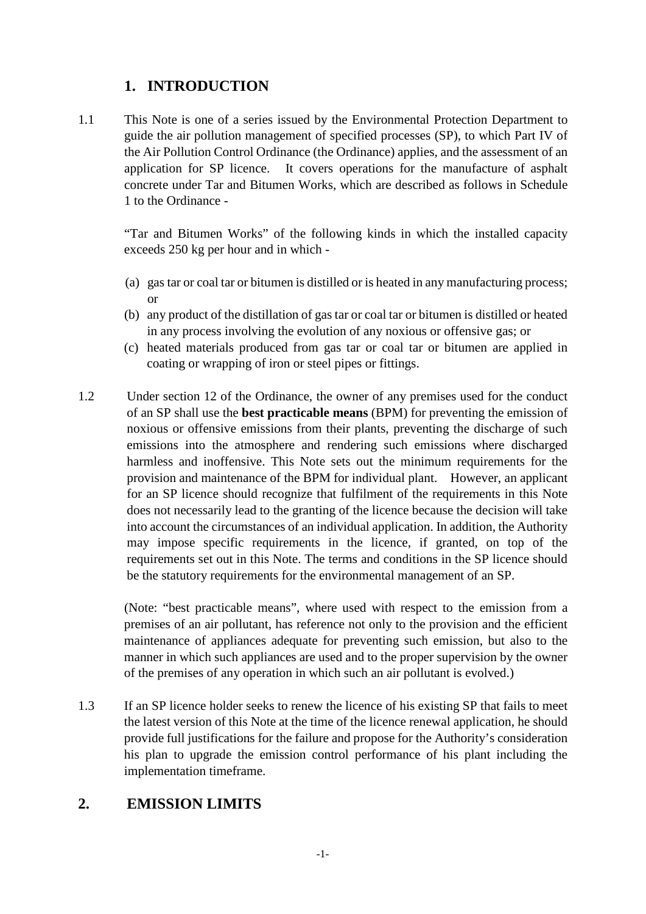# 1. INTRODUCTION

1.1 This Note is one of a series issued by the Environmental Protection Department to guide the air pollution management of specified processes (SP), to which Part IV of the Air Pollution Control Ordinance (the Ordinance) applies, and the assessment of an application for SP licence. It covers operations for the manufacture of asphalt concrete under Tar and Bitumen Works, which are described as follows in Schedule 1 to the Ordinance -

"Tar and Bitumen Works" of the following kinds in which the installed capacity exceeds 250 kg per hour and in which -

(a) gas tar or coal tar or bitumen is distilled or is heated in any manufacturing process; or
(b) any product of the distillation of gas tar or coal tar or bitumen is distilled or heated in any process involving the evolution of any noxious or offensive gas; or
(c) heated materials produced from gas tar or coal tar or bitumen are applied in coating or wrapping of iron or steel pipes or fittings.

1.2 Under section 12 of the Ordinance, the owner of any premises used for the conduct of an SP shall use the **best practicable means** (BPM) for preventing the emission of noxious or offensive emissions from their plants, preventing the discharge of such emissions into the atmosphere and rendering such emissions where discharged harmless and inoffensive. This Note sets out the minimum requirements for the provision and maintenance of the BPM for individual plant. However, an applicant for an SP licence should recognize that fulfilment of the requirements in this Note does not necessarily lead to the granting of the licence because the decision will take into account the circumstances of an individual application. In addition, the Authority may impose specific requirements in the licence, if granted, on top of the requirements set out in this Note. The terms and conditions in the SP licence should be the statutory requirements for the environmental management of an SP.

(Note: "best practicable means", where used with respect to the emission from a premises of an air pollutant, has reference not only to the provision and the efficient maintenance of appliances adequate for preventing such emission, but also to the manner in which such appliances are used and to the proper supervision by the owner of the premises of any operation in which such an air pollutant is evolved.)

1.3 If an SP licence holder seeks to renew the licence of his existing SP that fails to meet the latest version of this Note at the time of the licence renewal application, he should provide full justifications for the failure and propose for the Authority's consideration his plan to upgrade the emission control performance of his plant including the implementation timeframe.

# 2. EMISSION LIMITS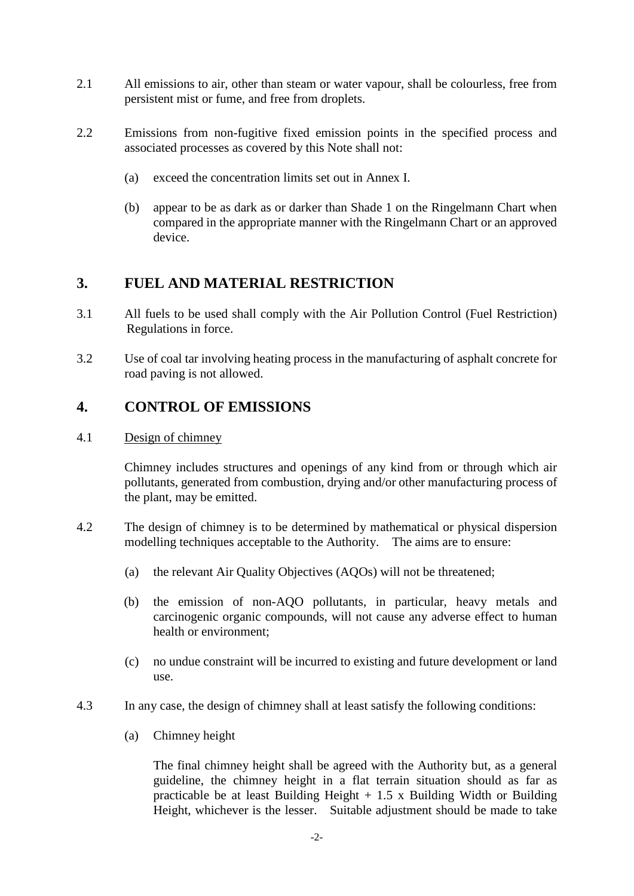2.1 All emissions to air, other than steam or water vapour, shall be colourless, free from persistent mist or fume, and free from droplets.

2.2 Emissions from non-fugitive fixed emission points in the specified process and associated processes as covered by this Note shall not:

   (a) exceed the concentration limits set out in Annex I.

   (b) appear to be as dark as or darker than Shade 1 on the Ringelmann Chart when compared in the appropriate manner with the Ringelmann Chart or an approved device.

## 3. FUEL AND MATERIAL RESTRICTION

3.1 All fuels to be used shall comply with the Air Pollution Control (Fuel Restriction) Regulations in force.

3.2 Use of coal tar involving heating process in the manufacturing of asphalt concrete for road paving is not allowed.

## 4. CONTROL OF EMISSIONS

4.1 Design of chimney

Chimney includes structures and openings of any kind from or through which air pollutants, generated from combustion, drying and/or other manufacturing process of the plant, may be emitted.

4.2 The design of chimney is to be determined by mathematical or physical dispersion modelling techniques acceptable to the Authority. The aims are to ensure:

   (a) the relevant Air Quality Objectives (AQOs) will not be threatened;

   (b) the emission of non-AQO pollutants, in particular, heavy metals and carcinogenic organic compounds, will not cause any adverse effect to human health or environment;

   (c) no undue constraint will be incurred to existing and future development or land use.

4.3 In any case, the design of chimney shall at least satisfy the following conditions:

   (a) Chimney height

   The final chimney height shall be agreed with the Authority but, as a general guideline, the chimney height in a flat terrain situation should as far as practicable be at least Building Height + 1.5 x Building Width or Building Height, whichever is the lesser. Suitable adjustment should be made to take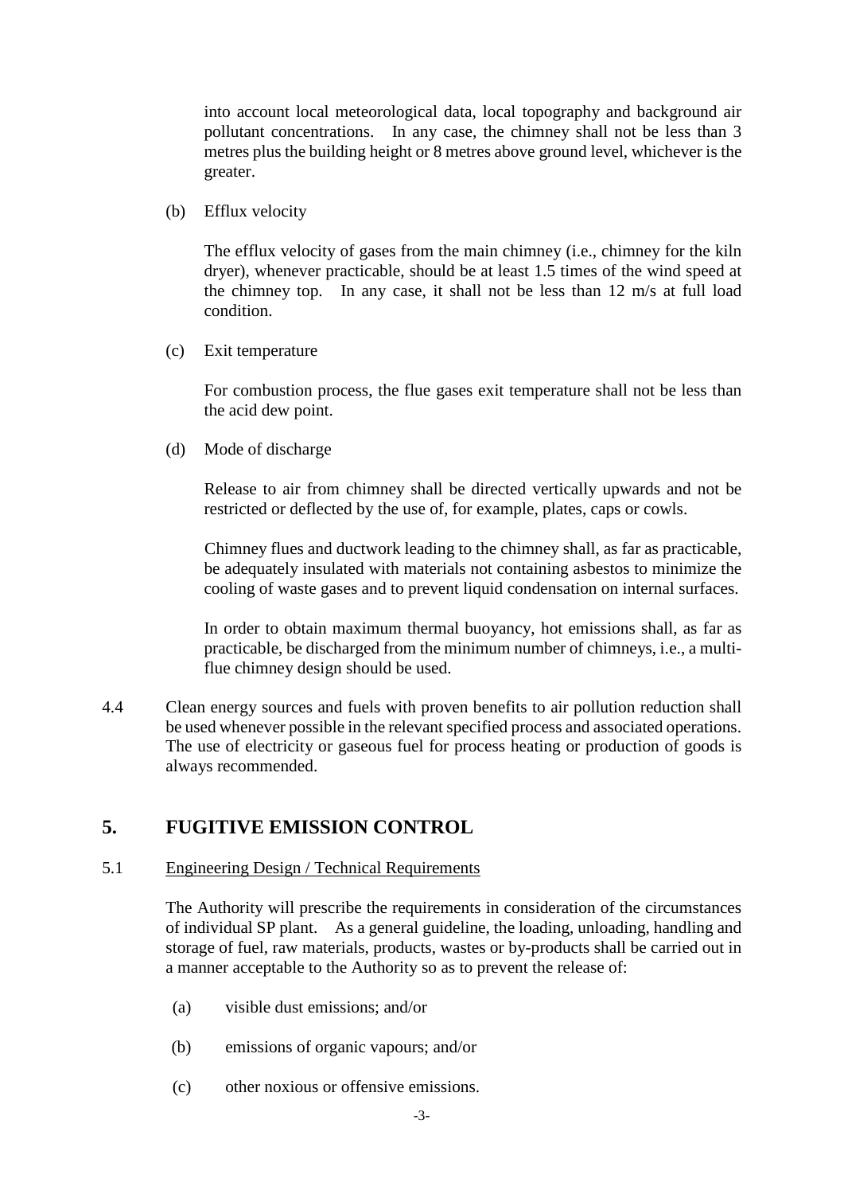into account local meteorological data, local topography and background air pollutant concentrations. In any case, the chimney shall not be less than 3 metres plus the building height or 8 metres above ground level, whichever is the greater.

(b) Efflux velocity

The efflux velocity of gases from the main chimney (i.e., chimney for the kiln dryer), whenever practicable, should be at least 1.5 times of the wind speed at the chimney top. In any case, it shall not be less than 12 m/s at full load condition.

(c) Exit temperature

For combustion process, the flue gases exit temperature shall not be less than the acid dew point.

(d) Mode of discharge

Release to air from chimney shall be directed vertically upwards and not be restricted or deflected by the use of, for example, plates, caps or cowls.

Chimney flues and ductwork leading to the chimney shall, as far as practicable, be adequately insulated with materials not containing asbestos to minimize the cooling of waste gases and to prevent liquid condensation on internal surfaces.

In order to obtain maximum thermal buoyancy, hot emissions shall, as far as practicable, be discharged from the minimum number of chimneys, i.e., a multi-flue chimney design should be used.

4.4 Clean energy sources and fuels with proven benefits to air pollution reduction shall be used whenever possible in the relevant specified process and associated operations. The use of electricity or gaseous fuel for process heating or production of goods is always recommended.

## 5. FUGITIVE EMISSION CONTROL

5.1 Engineering Design / Technical Requirements

The Authority will prescribe the requirements in consideration of the circumstances of individual SP plant. As a general guideline, the loading, unloading, handling and storage of fuel, raw materials, products, wastes or by-products shall be carried out in a manner acceptable to the Authority so as to prevent the release of:

(a) visible dust emissions; and/or

(b) emissions of organic vapours; and/or

(c) other noxious or offensive emissions.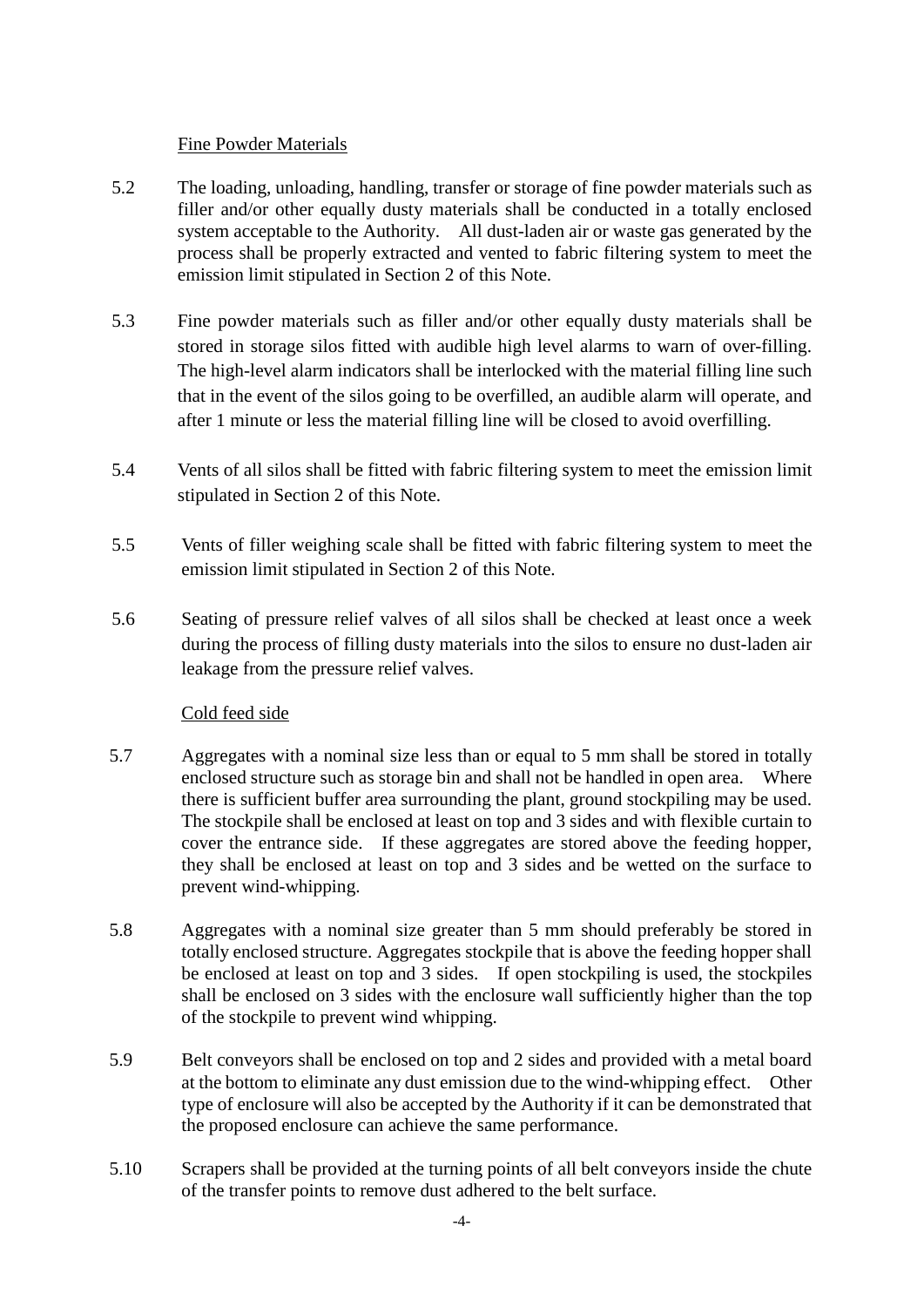Fine Powder Materials

5.2 The loading, unloading, handling, transfer or storage of fine powder materials such as filler and/or other equally dusty materials shall be conducted in a totally enclosed system acceptable to the Authority. All dust-laden air or waste gas generated by the process shall be properly extracted and vented to fabric filtering system to meet the emission limit stipulated in Section 2 of this Note.

5.3 Fine powder materials such as filler and/or other equally dusty materials shall be stored in storage silos fitted with audible high level alarms to warn of over-filling. The high-level alarm indicators shall be interlocked with the material filling line such that in the event of the silos going to be overfilled, an audible alarm will operate, and after 1 minute or less the material filling line will be closed to avoid overfilling.

5.4 Vents of all silos shall be fitted with fabric filtering system to meet the emission limit stipulated in Section 2 of this Note.

5.5 Vents of filler weighing scale shall be fitted with fabric filtering system to meet the emission limit stipulated in Section 2 of this Note.

5.6 Seating of pressure relief valves of all silos shall be checked at least once a week during the process of filling dusty materials into the silos to ensure no dust-laden air leakage from the pressure relief valves.

Cold feed side

5.7 Aggregates with a nominal size less than or equal to 5 mm shall be stored in totally enclosed structure such as storage bin and shall not be handled in open area. Where there is sufficient buffer area surrounding the plant, ground stockpiling may be used. The stockpile shall be enclosed at least on top and 3 sides and with flexible curtain to cover the entrance side. If these aggregates are stored above the feeding hopper, they shall be enclosed at least on top and 3 sides and be wetted on the surface to prevent wind-whipping.

5.8 Aggregates with a nominal size greater than 5 mm should preferably be stored in totally enclosed structure. Aggregates stockpile that is above the feeding hopper shall be enclosed at least on top and 3 sides. If open stockpiling is used, the stockpiles shall be enclosed on 3 sides with the enclosure wall sufficiently higher than the top of the stockpile to prevent wind whipping.

5.9 Belt conveyors shall be enclosed on top and 2 sides and provided with a metal board at the bottom to eliminate any dust emission due to the wind-whipping effect. Other type of enclosure will also be accepted by the Authority if it can be demonstrated that the proposed enclosure can achieve the same performance.

5.10 Scrapers shall be provided at the turning points of all belt conveyors inside the chute of the transfer points to remove dust adhered to the belt surface.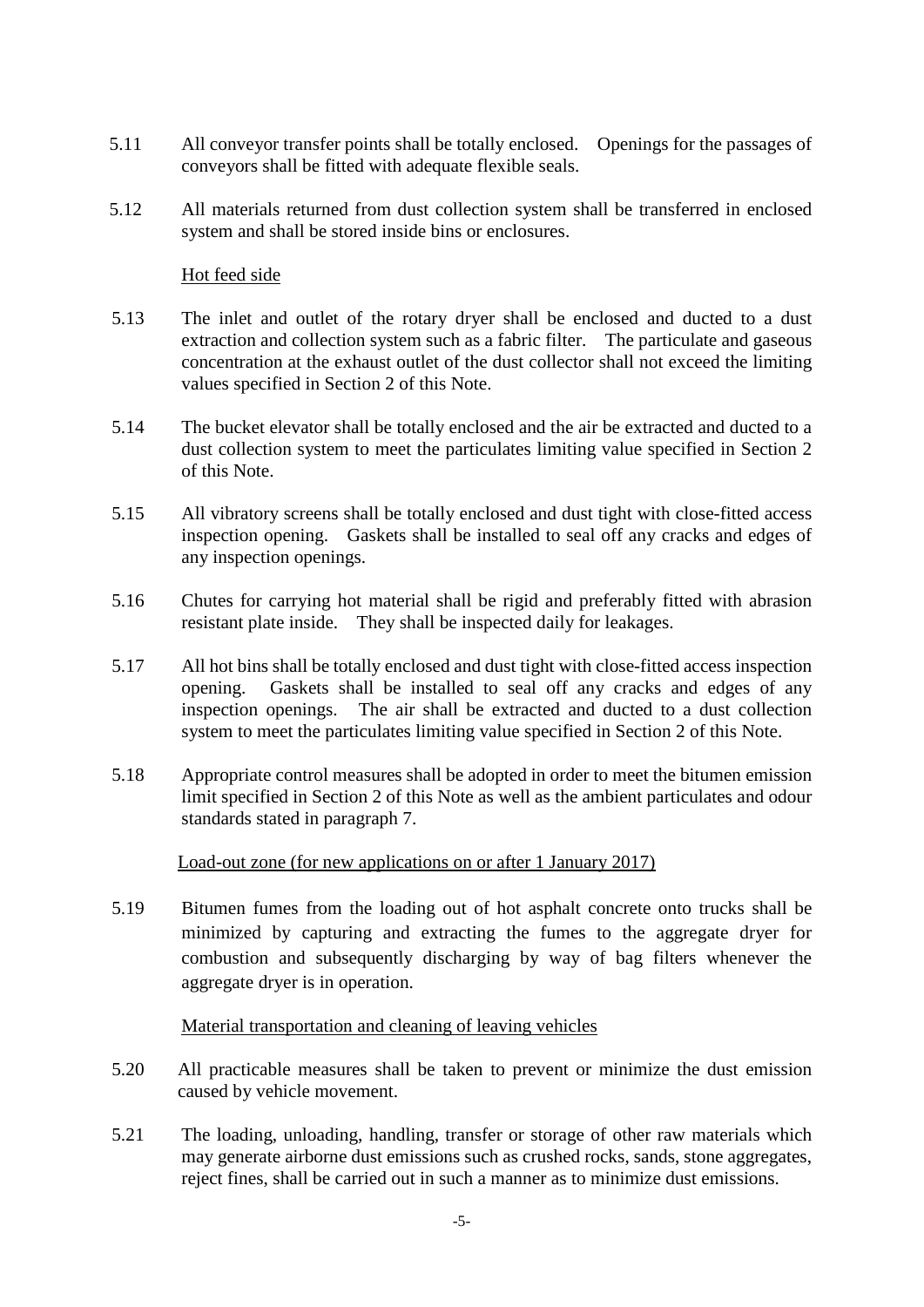5.11 All conveyor transfer points shall be totally enclosed. Openings for the passages of conveyors shall be fitted with adequate flexible seals.

5.12 All materials returned from dust collection system shall be transferred in enclosed system and shall be stored inside bins or enclosures.

<u>Hot feed side</u>

5.13 The inlet and outlet of the rotary dryer shall be enclosed and ducted to a dust extraction and collection system such as a fabric filter. The particulate and gaseous concentration at the exhaust outlet of the dust collector shall not exceed the limiting values specified in Section 2 of this Note.

5.14 The bucket elevator shall be totally enclosed and the air be extracted and ducted to a dust collection system to meet the particulates limiting value specified in Section 2 of this Note.

5.15 All vibratory screens shall be totally enclosed and dust tight with close-fitted access inspection opening. Gaskets shall be installed to seal off any cracks and edges of any inspection openings.

5.16 Chutes for carrying hot material shall be rigid and preferably fitted with abrasion resistant plate inside. They shall be inspected daily for leakages.

5.17 All hot bins shall be totally enclosed and dust tight with close-fitted access inspection opening. Gaskets shall be installed to seal off any cracks and edges of any inspection openings. The air shall be extracted and ducted to a dust collection system to meet the particulates limiting value specified in Section 2 of this Note.

5.18 Appropriate control measures shall be adopted in order to meet the bitumen emission limit specified in Section 2 of this Note as well as the ambient particulates and odour standards stated in paragraph 7.

<u>Load-out zone (for new applications on or after 1 January 2017)</u>

5.19 Bitumen fumes from the loading out of hot asphalt concrete onto trucks shall be minimized by capturing and extracting the fumes to the aggregate dryer for combustion and subsequently discharging by way of bag filters whenever the aggregate dryer is in operation.

<u>Material transportation and cleaning of leaving vehicles</u>

5.20 All practicable measures shall be taken to prevent or minimize the dust emission caused by vehicle movement.

5.21 The loading, unloading, handling, transfer or storage of other raw materials which may generate airborne dust emissions such as crushed rocks, sands, stone aggregates, reject fines, shall be carried out in such a manner as to minimize dust emissions.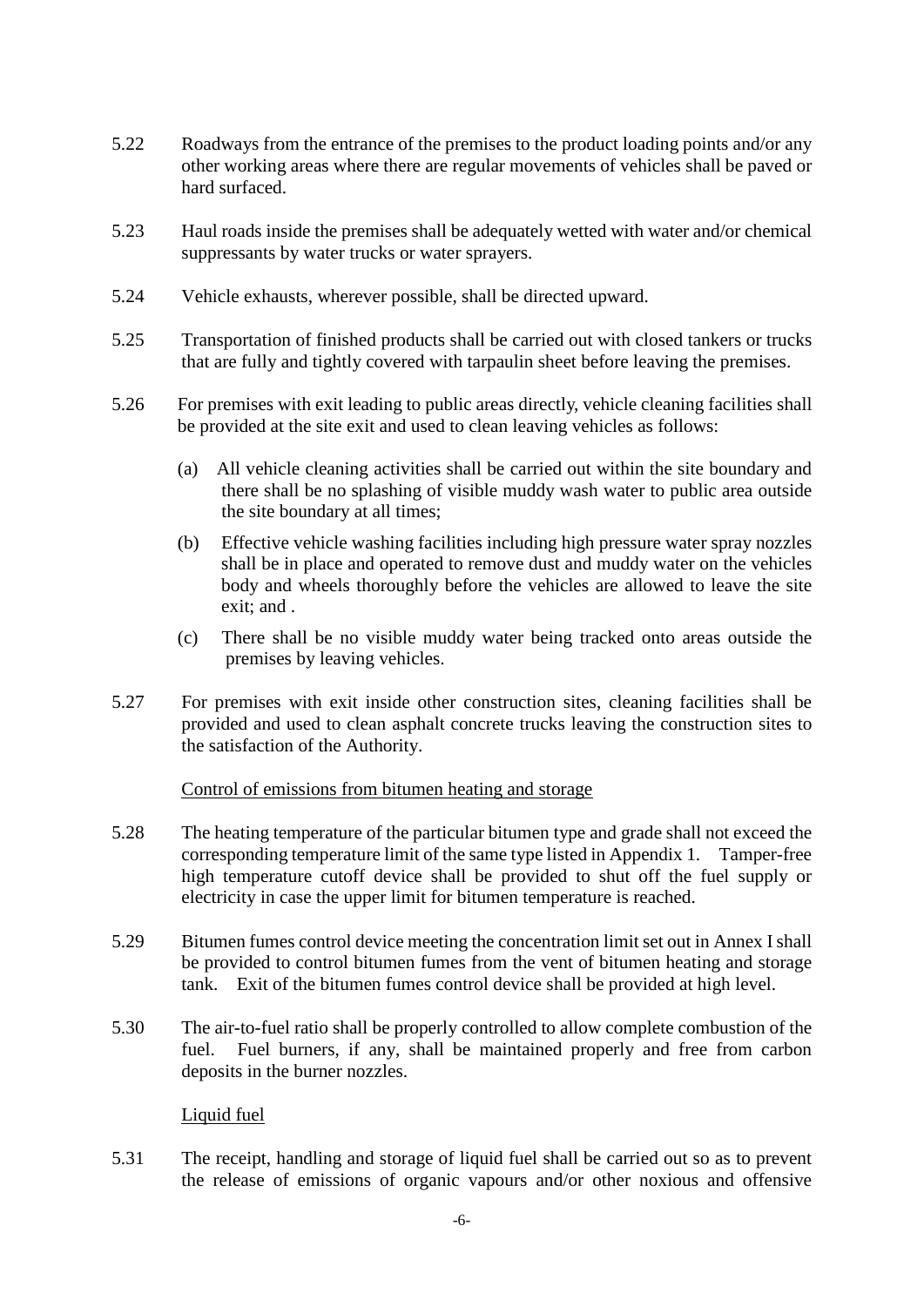5.22 Roadways from the entrance of the premises to the product loading points and/or any other working areas where there are regular movements of vehicles shall be paved or hard surfaced.

5.23 Haul roads inside the premises shall be adequately wetted with water and/or chemical suppressants by water trucks or water sprayers.

5.24 Vehicle exhausts, wherever possible, shall be directed upward.

5.25 Transportation of finished products shall be carried out with closed tankers or trucks that are fully and tightly covered with tarpaulin sheet before leaving the premises.

5.26 For premises with exit leading to public areas directly, vehicle cleaning facilities shall be provided at the site exit and used to clean leaving vehicles as follows:

(a) All vehicle cleaning activities shall be carried out within the site boundary and there shall be no splashing of visible muddy wash water to public area outside the site boundary at all times;

(b) Effective vehicle washing facilities including high pressure water spray nozzles shall be in place and operated to remove dust and muddy water on the vehicles body and wheels thoroughly before the vehicles are allowed to leave the site exit; and .

(c) There shall be no visible muddy water being tracked onto areas outside the premises by leaving vehicles.

5.27 For premises with exit inside other construction sites, cleaning facilities shall be provided and used to clean asphalt concrete trucks leaving the construction sites to the satisfaction of the Authority.

<u>Control of emissions from bitumen heating and storage</u>

5.28 The heating temperature of the particular bitumen type and grade shall not exceed the corresponding temperature limit of the same type listed in Appendix 1. Tamper-free high temperature cutoff device shall be provided to shut off the fuel supply or electricity in case the upper limit for bitumen temperature is reached.

5.29 Bitumen fumes control device meeting the concentration limit set out in Annex I shall be provided to control bitumen fumes from the vent of bitumen heating and storage tank. Exit of the bitumen fumes control device shall be provided at high level.

5.30 The air-to-fuel ratio shall be properly controlled to allow complete combustion of the fuel. Fuel burners, if any, shall be maintained properly and free from carbon deposits in the burner nozzles.

<u>Liquid fuel</u>

5.31 The receipt, handling and storage of liquid fuel shall be carried out so as to prevent the release of emissions of organic vapours and/or other noxious and offensive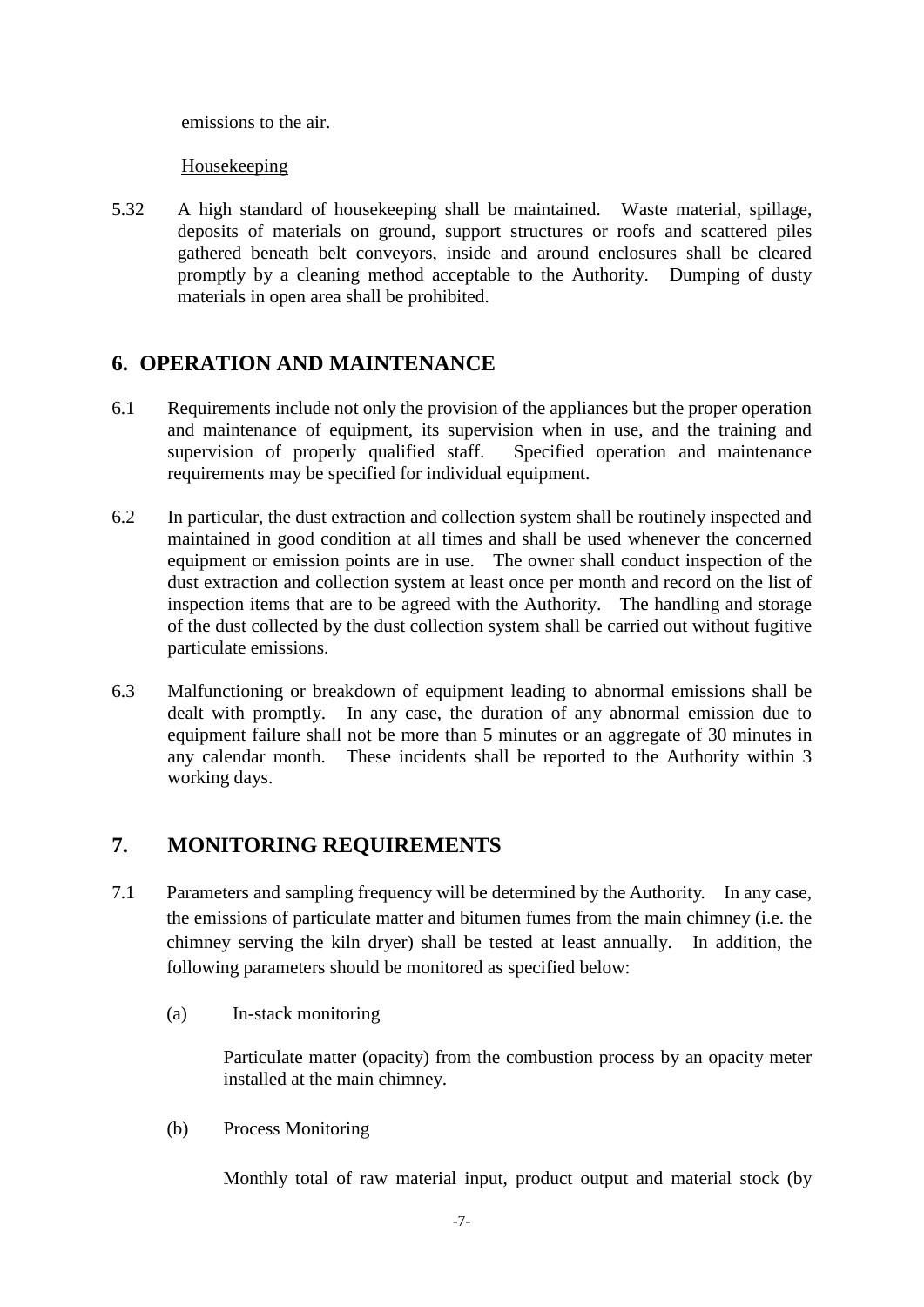emissions to the air.

Housekeeping

5.32 A high standard of housekeeping shall be maintained. Waste material, spillage, deposits of materials on ground, support structures or roofs and scattered piles gathered beneath belt conveyors, inside and around enclosures shall be cleared promptly by a cleaning method acceptable to the Authority. Dumping of dusty materials in open area shall be prohibited.

## 6. OPERATION AND MAINTENANCE

6.1 Requirements include not only the provision of the appliances but the proper operation and maintenance of equipment, its supervision when in use, and the training and supervision of properly qualified staff. Specified operation and maintenance requirements may be specified for individual equipment.

6.2 In particular, the dust extraction and collection system shall be routinely inspected and maintained in good condition at all times and shall be used whenever the concerned equipment or emission points are in use. The owner shall conduct inspection of the dust extraction and collection system at least once per month and record on the list of inspection items that are to be agreed with the Authority. The handling and storage of the dust collected by the dust collection system shall be carried out without fugitive particulate emissions.

6.3 Malfunctioning or breakdown of equipment leading to abnormal emissions shall be dealt with promptly. In any case, the duration of any abnormal emission due to equipment failure shall not be more than 5 minutes or an aggregate of 30 minutes in any calendar month. These incidents shall be reported to the Authority within 3 working days.

## 7. MONITORING REQUIREMENTS

7.1 Parameters and sampling frequency will be determined by the Authority. In any case, the emissions of particulate matter and bitumen fumes from the main chimney (i.e. the chimney serving the kiln dryer) shall be tested at least annually. In addition, the following parameters should be monitored as specified below:

(a) In-stack monitoring

Particulate matter (opacity) from the combustion process by an opacity meter installed at the main chimney.

(b) Process Monitoring

Monthly total of raw material input, product output and material stock (by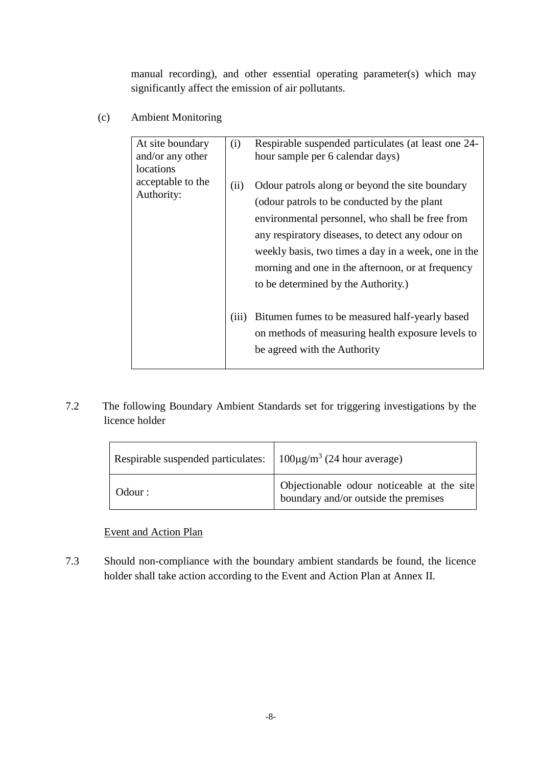manual recording), and other essential operating parameter(s) which may significantly affect the emission of air pollutants.

(c) Ambient Monitoring

| | |
|---|---|
| At site boundary and/or any other locations acceptable to the Authority: | (i) Respirable suspended particulates (at least one 24-hour sample per 6 calendar days)<br><br>(ii) Odour patrols along or beyond the site boundary (odour patrols to be conducted by the plant environmental personnel, who shall be free from any respiratory diseases, to detect any odour on weekly basis, two times a day in a week, one in the morning and one in the afternoon, or at frequency to be determined by the Authority.)<br><br>(iii) Bitumen fumes to be measured half-yearly based on methods of measuring health exposure levels to be agreed with the Authority |

7.2 The following Boundary Ambient Standards set for triggering investigations by the licence holder

| | |
|---|---|
| Respirable suspended particulates: | $100\mu g/m^3$ (24 hour average) |
| Odour : | Objectionable odour noticeable at the site boundary and/or outside the premises |

<u>Event and Action Plan</u>

7.3 Should non-compliance with the boundary ambient standards be found, the licence holder shall take action according to the Event and Action Plan at Annex II.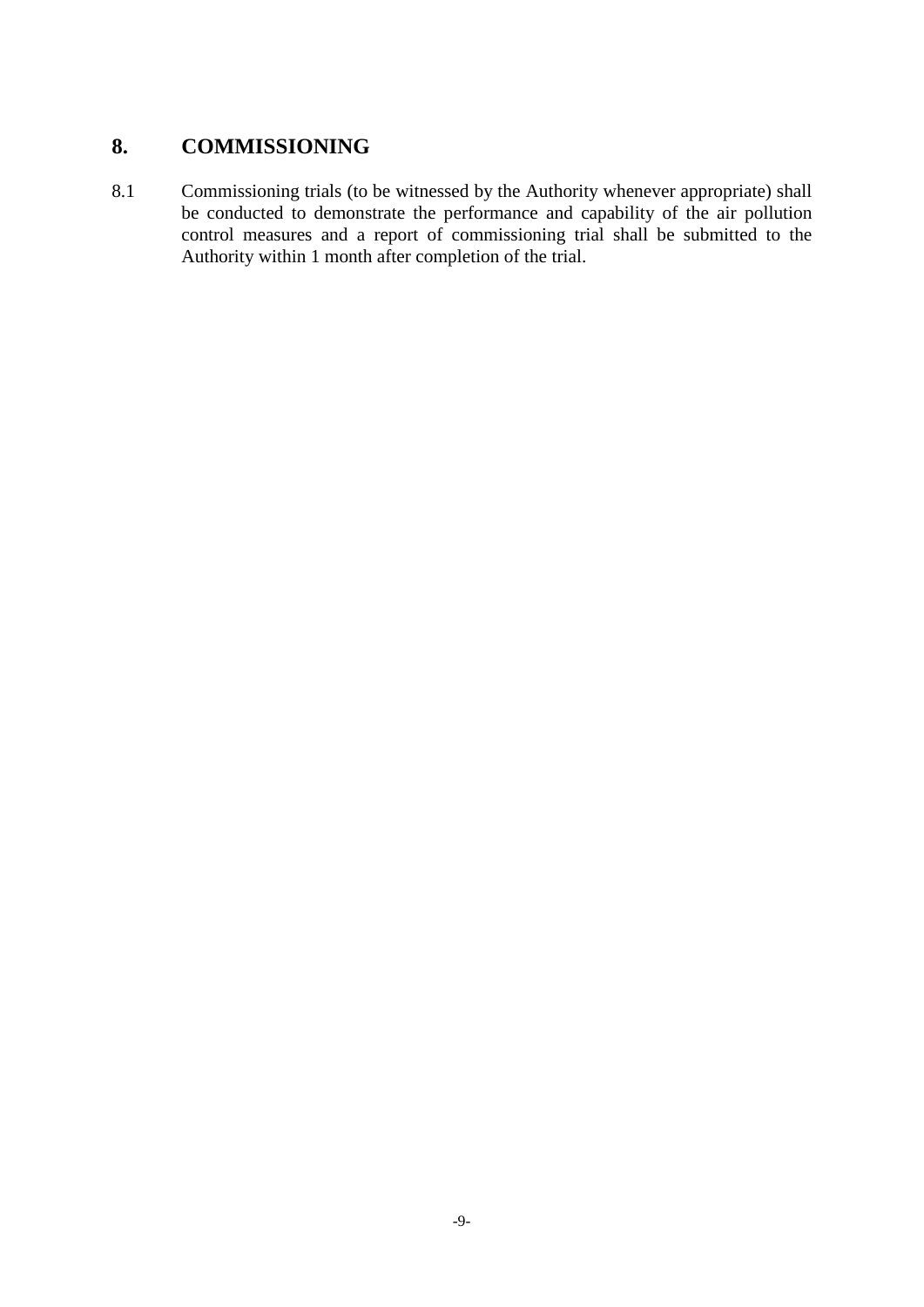## 8. COMMISSIONING

8.1 Commissioning trials (to be witnessed by the Authority whenever appropriate) shall be conducted to demonstrate the performance and capability of the air pollution control measures and a report of commissioning trial shall be submitted to the Authority within 1 month after completion of the trial.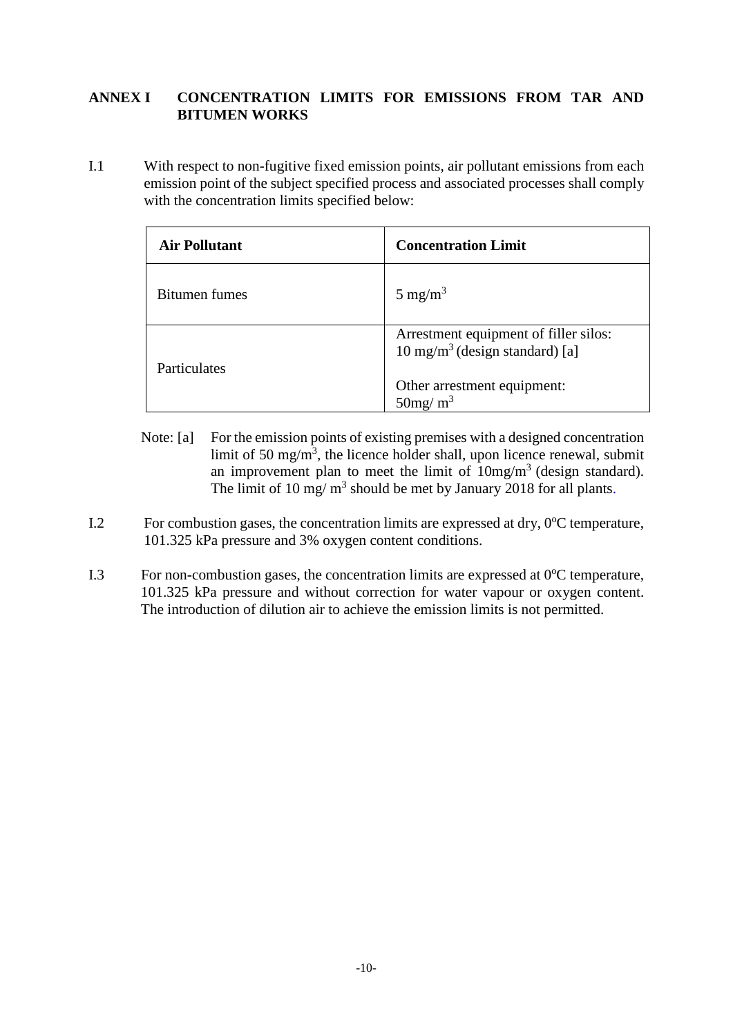## ANNEX I CONCENTRATION LIMITS FOR EMISSIONS FROM TAR AND BITUMEN WORKS

I.1 With respect to non-fugitive fixed emission points, air pollutant emissions from each emission point of the subject specified process and associated processes shall comply with the concentration limits specified below:

| Air Pollutant | Concentration Limit |
|---|---|
| Bitumen fumes | 5 mg/$m^3$ |
| Particulates | Arrestment equipment of filler silos: 10 mg/$m^3$ (design standard) [a]<br><br>Other arrestment equipment: 50mg/ $m^3$ |

Note: [a] For the emission points of existing premises with a designed concentration limit of 50 mg/$m^3$, the licence holder shall, upon licence renewal, submit an improvement plan to meet the limit of 10mg/$m^3$ (design standard). The limit of 10 mg/ $m^3$ should be met by January 2018 for all plants.

I.2 For combustion gases, the concentration limits are expressed at dry, $0^oC$ temperature, 101.325 kPa pressure and 3% oxygen content conditions.

I.3 For non-combustion gases, the concentration limits are expressed at $0^oC$ temperature, 101.325 kPa pressure and without correction for water vapour or oxygen content. The introduction of dilution air to achieve the emission limits is not permitted.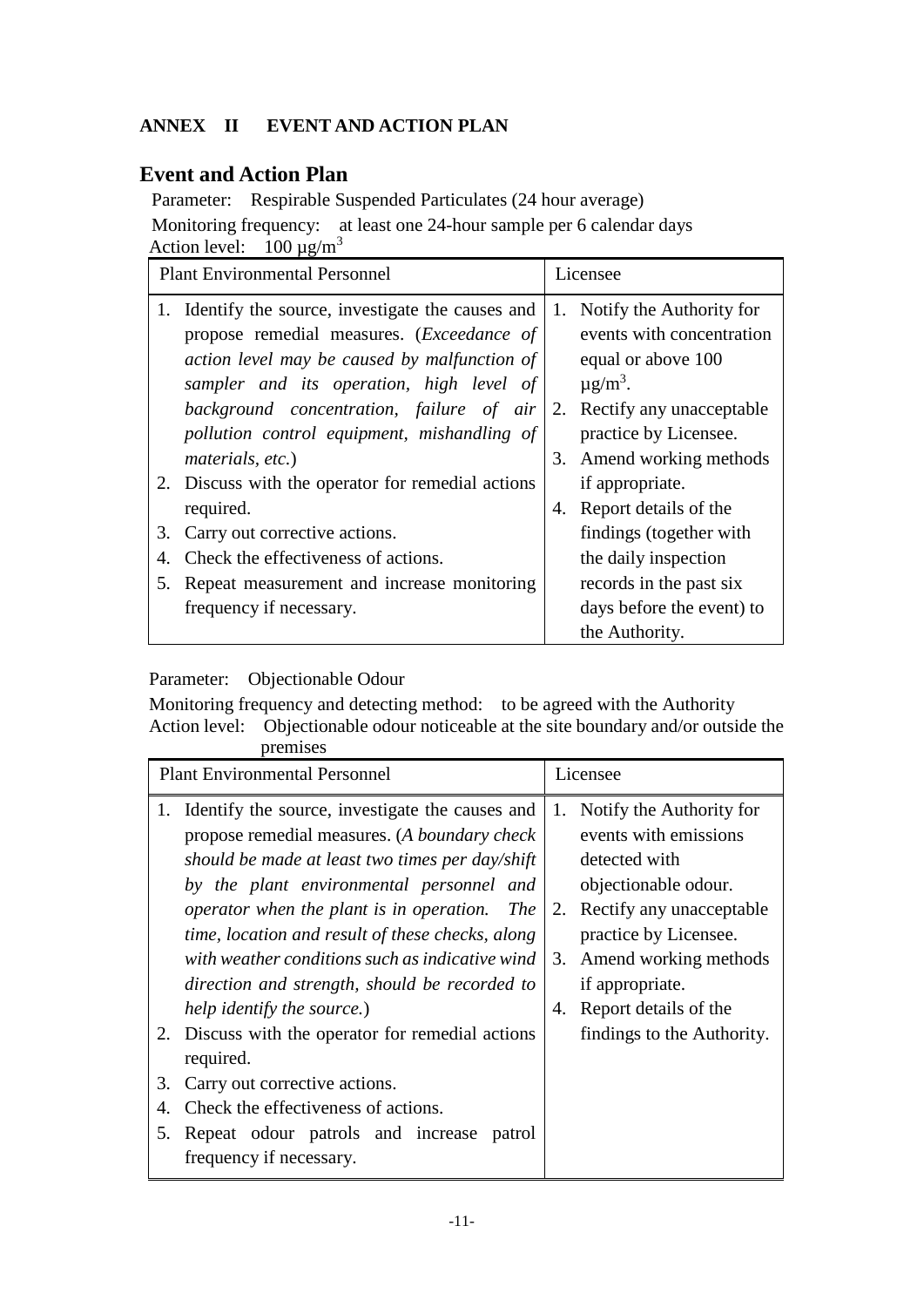## ANNEX II EVENT AND ACTION PLAN

# Event and Action Plan

Parameter: Respirable Suspended Particulates (24 hour average)

Monitoring frequency: at least one 24-hour sample per 6 calendar days

Action level: 100 μg/m$^3$

| Plant Environmental Personnel | Licensee |
| --- | --- |
| 1. Identify the source, investigate the causes and propose remedial measures. (*Exceedance of action level may be caused by malfunction of sampler and its operation, high level of background concentration, failure of air pollution control equipment, mishandling of materials, etc.*)<br>2. Discuss with the operator for remedial actions required.<br>3. Carry out corrective actions.<br>4. Check the effectiveness of actions.<br>5. Repeat measurement and increase monitoring frequency if necessary. | 1. Notify the Authority for events with concentration equal or above 100 μg/m$^3$.<br>2. Rectify any unacceptable practice by Licensee.<br>3. Amend working methods if appropriate.<br>4. Report details of the findings (together with the daily inspection records in the past six days before the event) to the Authority. |

Parameter: Objectionable Odour

Monitoring frequency and detecting method: to be agreed with the Authority

Action level: Objectionable odour noticeable at the site boundary and/or outside the premises

| Plant Environmental Personnel | Licensee |
| --- | --- |
| 1. Identify the source, investigate the causes and propose remedial measures. (*A boundary check should be made at least two times per day/shift by the plant environmental personnel and operator when the plant is in operation. The time, location and result of these checks, along with weather conditions such as indicative wind direction and strength, should be recorded to help identify the source.*)<br>2. Discuss with the operator for remedial actions required.<br>3. Carry out corrective actions.<br>4. Check the effectiveness of actions.<br>5. Repeat odour patrols and increase patrol frequency if necessary. | 1. Notify the Authority for events with emissions detected with objectionable odour.<br>2. Rectify any unacceptable practice by Licensee.<br>3. Amend working methods if appropriate.<br>4. Report details of the findings to the Authority. |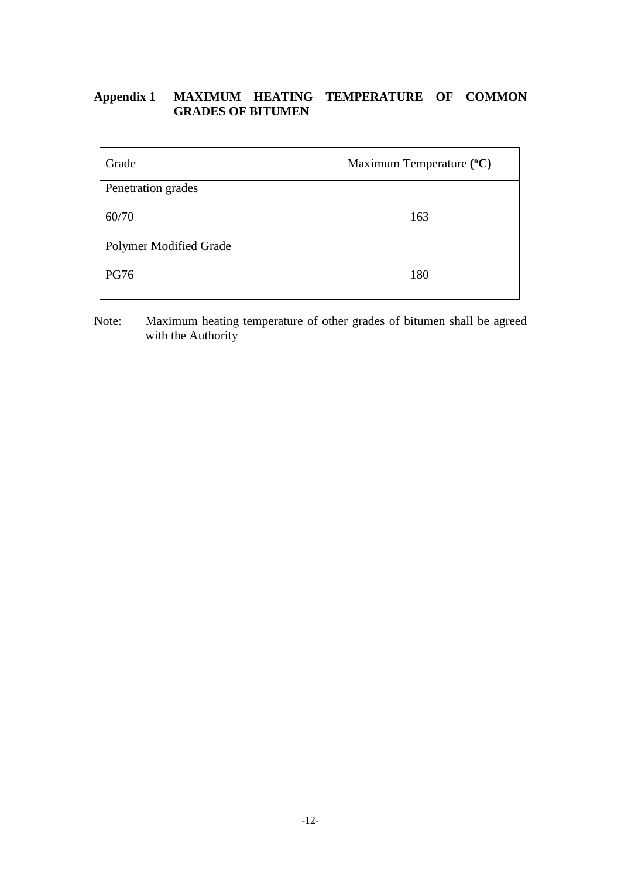## Appendix 1 MAXIMUM HEATING TEMPERATURE OF COMMON GRADES OF BITUMEN

| Grade | Maximum Temperature (ºC) |
|---|---|
| Penetration grades | |
| 60/70 | 163 |
| Polymer Modified Grade | |
| PG76 | 180 |

Note: Maximum heating temperature of other grades of bitumen shall be agreed with the Authority